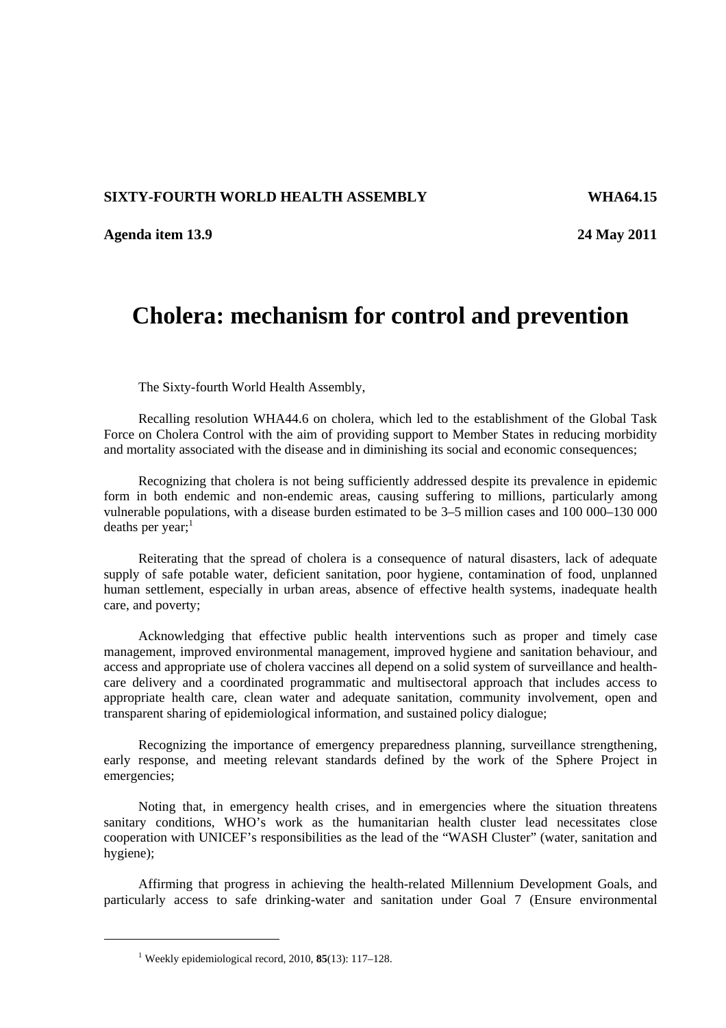**SIXTY-FOURTH WORLD HEALTH ASSEMBLY** **WHA64.15**

**Agenda item 13.9** **24 May 2011**

# Cholera: mechanism for control and prevention

The Sixty-fourth World Health Assembly,

Recalling resolution WHA44.6 on cholera, which led to the establishment of the Global Task Force on Cholera Control with the aim of providing support to Member States in reducing morbidity and mortality associated with the disease and in diminishing its social and economic consequences;

Recognizing that cholera is not being sufficiently addressed despite its prevalence in epidemic form in both endemic and non-endemic areas, causing suffering to millions, particularly among vulnerable populations, with a disease burden estimated to be 3–5 million cases and 100 000–130 000 deaths per year;[1]

Reiterating that the spread of cholera is a consequence of natural disasters, lack of adequate supply of safe potable water, deficient sanitation, poor hygiene, contamination of food, unplanned human settlement, especially in urban areas, absence of effective health systems, inadequate health care, and poverty;

Acknowledging that effective public health interventions such as proper and timely case management, improved environmental management, improved hygiene and sanitation behaviour, and access and appropriate use of cholera vaccines all depend on a solid system of surveillance and health-care delivery and a coordinated programmatic and multisectoral approach that includes access to appropriate health care, clean water and adequate sanitation, community involvement, open and transparent sharing of epidemiological information, and sustained policy dialogue;

Recognizing the importance of emergency preparedness planning, surveillance strengthening, early response, and meeting relevant standards defined by the work of the Sphere Project in emergencies;

Noting that, in emergency health crises, and in emergencies where the situation threatens sanitary conditions, WHO's work as the humanitarian health cluster lead necessitates close cooperation with UNICEF's responsibilities as the lead of the "WASH Cluster" (water, sanitation and hygiene);

Affirming that progress in achieving the health-related Millennium Development Goals, and particularly access to safe drinking-water and sanitation under Goal 7 (Ensure environmental

---

[1] Weekly epidemiological record, 2010, **85**(13): 117–128.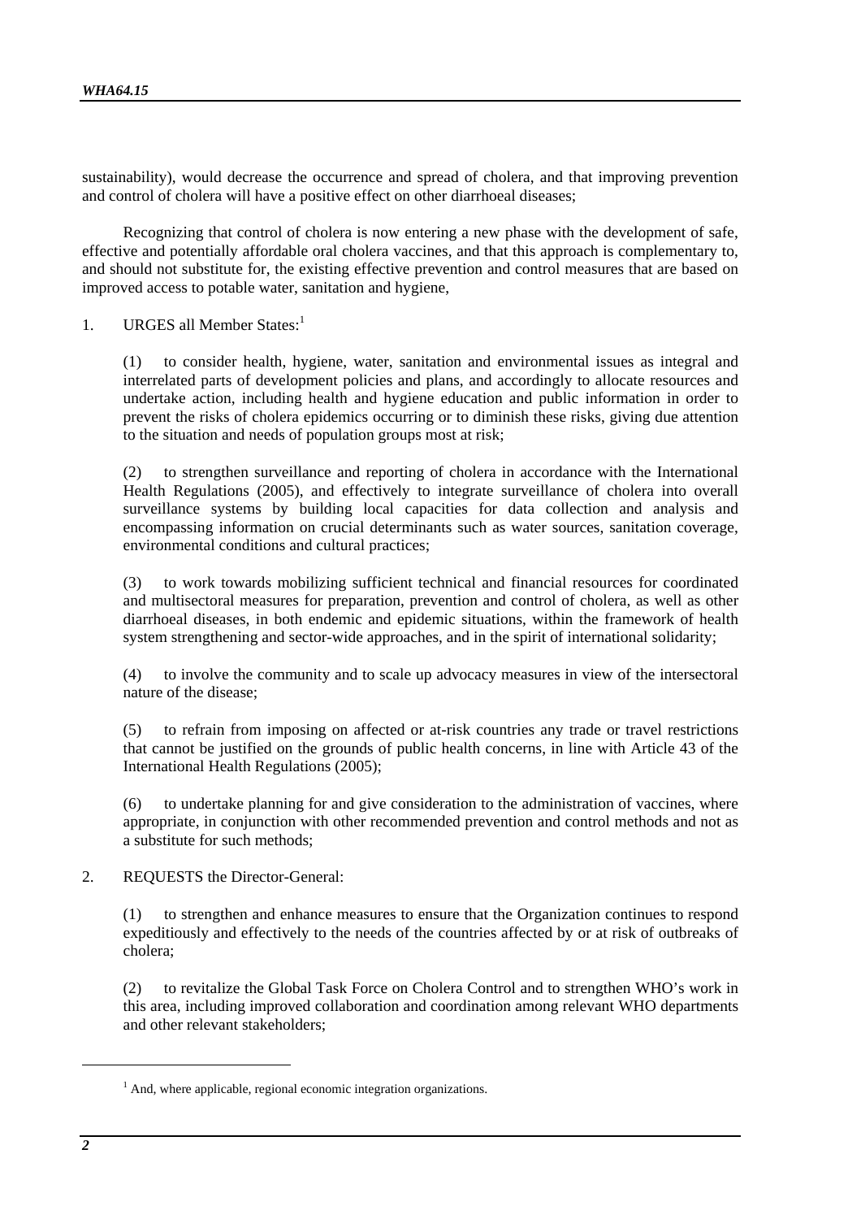sustainability), would decrease the occurrence and spread of cholera, and that improving prevention and control of cholera will have a positive effect on other diarrhoeal diseases;

Recognizing that control of cholera is now entering a new phase with the development of safe, effective and potentially affordable oral cholera vaccines, and that this approach is complementary to, and should not substitute for, the existing effective prevention and control measures that are based on improved access to potable water, sanitation and hygiene,

1. URGES all Member States:[1]

(1) to consider health, hygiene, water, sanitation and environmental issues as integral and interrelated parts of development policies and plans, and accordingly to allocate resources and undertake action, including health and hygiene education and public information in order to prevent the risks of cholera epidemics occurring or to diminish these risks, giving due attention to the situation and needs of population groups most at risk;

(2) to strengthen surveillance and reporting of cholera in accordance with the International Health Regulations (2005), and effectively to integrate surveillance of cholera into overall surveillance systems by building local capacities for data collection and analysis and encompassing information on crucial determinants such as water sources, sanitation coverage, environmental conditions and cultural practices;

(3) to work towards mobilizing sufficient technical and financial resources for coordinated and multisectoral measures for preparation, prevention and control of cholera, as well as other diarrhoeal diseases, in both endemic and epidemic situations, within the framework of health system strengthening and sector-wide approaches, and in the spirit of international solidarity;

(4) to involve the community and to scale up advocacy measures in view of the intersectoral nature of the disease;

(5) to refrain from imposing on affected or at-risk countries any trade or travel restrictions that cannot be justified on the grounds of public health concerns, in line with Article 43 of the International Health Regulations (2005);

(6) to undertake planning for and give consideration to the administration of vaccines, where appropriate, in conjunction with other recommended prevention and control methods and not as a substitute for such methods;

2. REQUESTS the Director-General:

(1) to strengthen and enhance measures to ensure that the Organization continues to respond expeditiously and effectively to the needs of the countries affected by or at risk of outbreaks of cholera;

(2) to revitalize the Global Task Force on Cholera Control and to strengthen WHO's work in this area, including improved collaboration and coordination among relevant WHO departments and other relevant stakeholders;

---

[1] And, where applicable, regional economic integration organizations.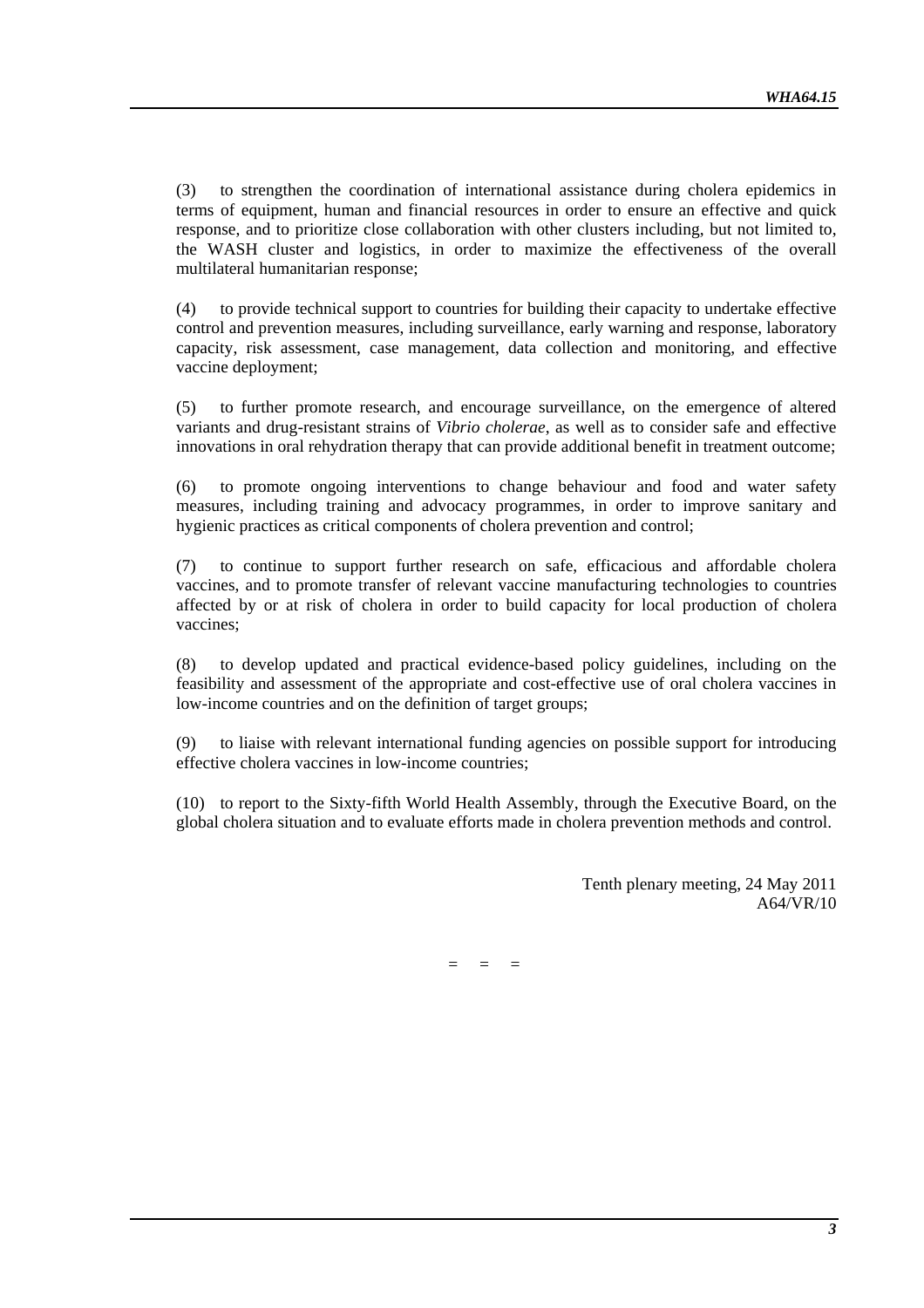(3) to strengthen the coordination of international assistance during cholera epidemics in terms of equipment, human and financial resources in order to ensure an effective and quick response, and to prioritize close collaboration with other clusters including, but not limited to, the WASH cluster and logistics, in order to maximize the effectiveness of the overall multilateral humanitarian response;

(4) to provide technical support to countries for building their capacity to undertake effective control and prevention measures, including surveillance, early warning and response, laboratory capacity, risk assessment, case management, data collection and monitoring, and effective vaccine deployment;

(5) to further promote research, and encourage surveillance, on the emergence of altered variants and drug-resistant strains of *Vibrio cholerae*, as well as to consider safe and effective innovations in oral rehydration therapy that can provide additional benefit in treatment outcome;

(6) to promote ongoing interventions to change behaviour and food and water safety measures, including training and advocacy programmes, in order to improve sanitary and hygienic practices as critical components of cholera prevention and control;

(7) to continue to support further research on safe, efficacious and affordable cholera vaccines, and to promote transfer of relevant vaccine manufacturing technologies to countries affected by or at risk of cholera in order to build capacity for local production of cholera vaccines;

(8) to develop updated and practical evidence-based policy guidelines, including on the feasibility and assessment of the appropriate and cost-effective use of oral cholera vaccines in low-income countries and on the definition of target groups;

(9) to liaise with relevant international funding agencies on possible support for introducing effective cholera vaccines in low-income countries;

(10) to report to the Sixty-fifth World Health Assembly, through the Executive Board, on the global cholera situation and to evaluate efforts made in cholera prevention methods and control.

Tenth plenary meeting, 24 May 2011
A64/VR/10

= = =